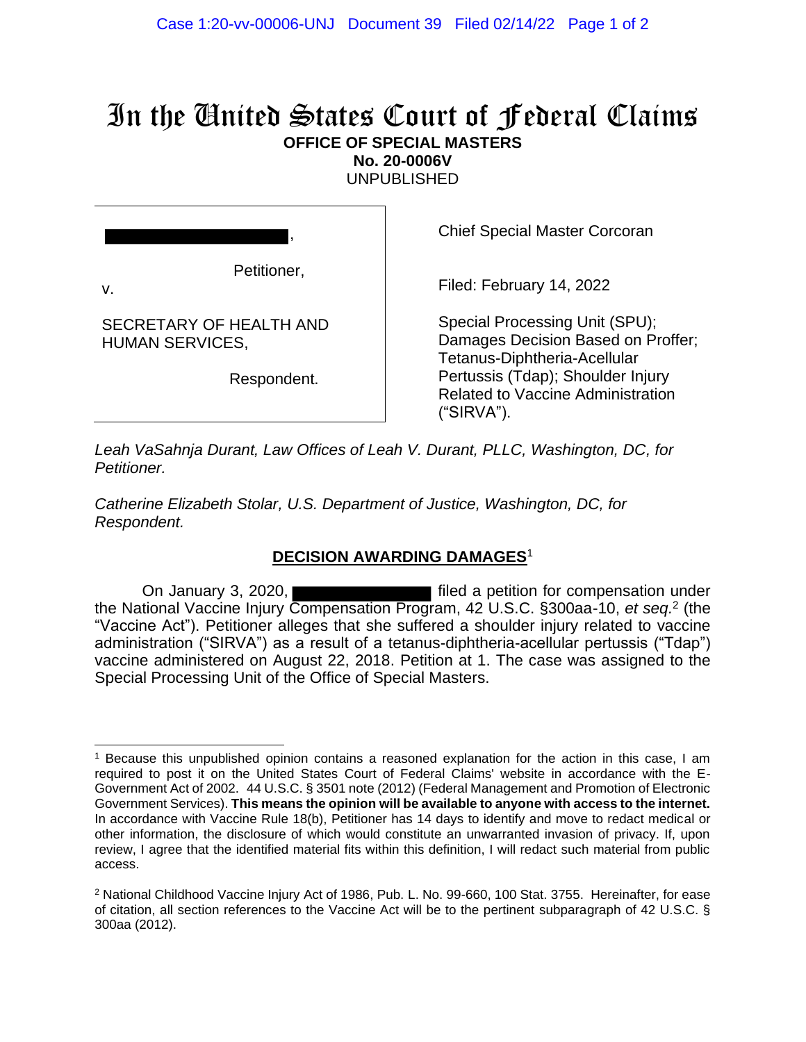# In the United States Court of Federal Claims

**OFFICE OF SPECIAL MASTERS**
**No. 20-0006V**
UNPUBLISHED

| | |
|---|---|
| [REDACTED], Petitioner, v. SECRETARY OF HEALTH AND HUMAN SERVICES, Respondent. | Chief Special Master Corcoran<br><br>Filed: February 14, 2022<br><br>Special Processing Unit (SPU); Damages Decision Based on Proffer; Tetanus-Diphtheria-Acellular Pertussis (Tdap); Shoulder Injury Related to Vaccine Administration ("SIRVA"). |

*Leah VaSahnja Durant, Law Offices of Leah V. Durant, PLLC, Washington, DC, for Petitioner.*

*Catherine Elizabeth Stolar, U.S. Department of Justice, Washington, DC, for Respondent.*

## **DECISION AWARDING DAMAGES**[1]

On January 3, 2020, [REDACTED] filed a petition for compensation under the National Vaccine Injury Compensation Program, 42 U.S.C. §300aa-10, *et seq.*[2] (the "Vaccine Act"). Petitioner alleges that she suffered a shoulder injury related to vaccine administration ("SIRVA") as a result of a tetanus-diphtheria-acellular pertussis ("Tdap") vaccine administered on August 22, 2018. Petition at 1. The case was assigned to the Special Processing Unit of the Office of Special Masters.

---

[1] Because this unpublished opinion contains a reasoned explanation for the action in this case, I am required to post it on the United States Court of Federal Claims' website in accordance with the E-Government Act of 2002. 44 U.S.C. § 3501 note (2012) (Federal Management and Promotion of Electronic Government Services). **This means the opinion will be available to anyone with access to the internet.** In accordance with Vaccine Rule 18(b), Petitioner has 14 days to identify and move to redact medical or other information, the disclosure of which would constitute an unwarranted invasion of privacy. If, upon review, I agree that the identified material fits within this definition, I will redact such material from public access.

[2] National Childhood Vaccine Injury Act of 1986, Pub. L. No. 99-660, 100 Stat. 3755. Hereinafter, for ease of citation, all section references to the Vaccine Act will be to the pertinent subparagraph of 42 U.S.C. § 300aa (2012).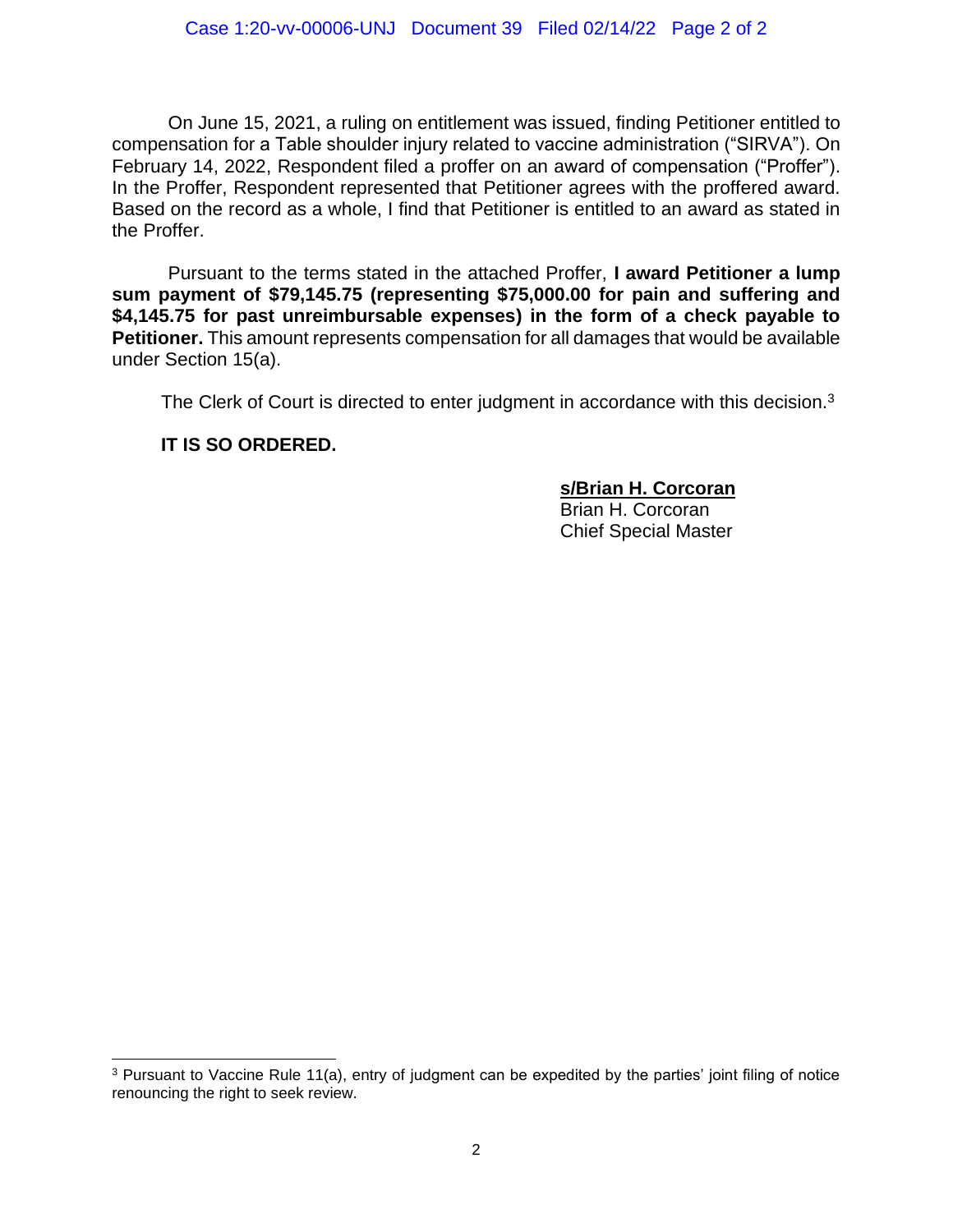On June 15, 2021, a ruling on entitlement was issued, finding Petitioner entitled to compensation for a Table shoulder injury related to vaccine administration ("SIRVA"). On February 14, 2022, Respondent filed a proffer on an award of compensation ("Proffer"). In the Proffer, Respondent represented that Petitioner agrees with the proffered award. Based on the record as a whole, I find that Petitioner is entitled to an award as stated in the Proffer.

Pursuant to the terms stated in the attached Proffer, **I award Petitioner a lump sum payment of $79,145.75 (representing $75,000.00 for pain and suffering and $4,145.75 for past unreimbursable expenses) in the form of a check payable to Petitioner.** This amount represents compensation for all damages that would be available under Section 15(a).

The Clerk of Court is directed to enter judgment in accordance with this decision.[3]

**IT IS SO ORDERED.**

**s/Brian H. Corcoran**
Brian H. Corcoran
Chief Special Master

---

[3] Pursuant to Vaccine Rule 11(a), entry of judgment can be expedited by the parties' joint filing of notice renouncing the right to seek review.